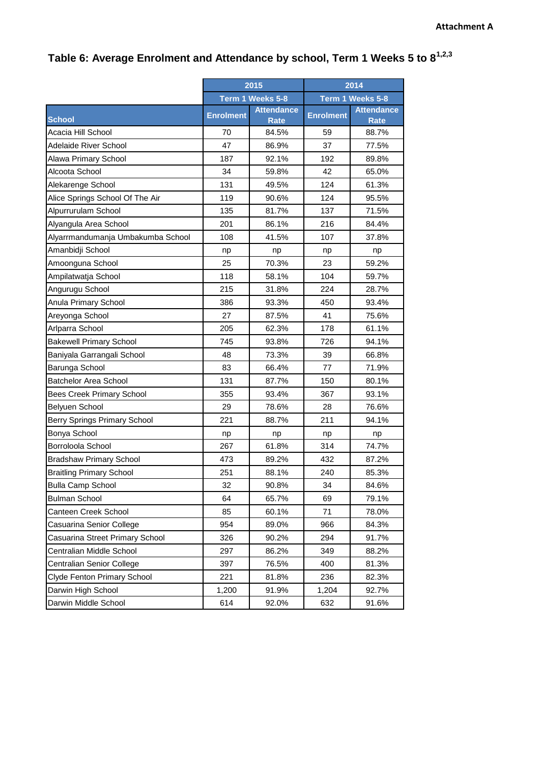Attachment A

## Table 6: Average Enrolment and Attendance by school, Term 1 Weeks 5 to 8[1,2,3]

| | 2015 | | 2014 | |
|---|---|---|---|---|
| | Term 1 Weeks 5-8 | | Term 1 Weeks 5-8 | |
| School | Enrolment | Attendance Rate | Enrolment | Attendance Rate |
| Acacia Hill School | 70 | 84.5% | 59 | 88.7% |
| Adelaide River School | 47 | 86.9% | 37 | 77.5% |
| Alawa Primary School | 187 | 92.1% | 192 | 89.8% |
| Alcoota School | 34 | 59.8% | 42 | 65.0% |
| Alekarenge School | 131 | 49.5% | 124 | 61.3% |
| Alice Springs School Of The Air | 119 | 90.6% | 124 | 95.5% |
| Alpurrurulam School | 135 | 81.7% | 137 | 71.5% |
| Alyangula Area School | 201 | 86.1% | 216 | 84.4% |
| Alyarrmandumanja Umbakumba School | 108 | 41.5% | 107 | 37.8% |
| Amanbidji School | np | np | np | np |
| Amoonguna School | 25 | 70.3% | 23 | 59.2% |
| Ampilatwatja School | 118 | 58.1% | 104 | 59.7% |
| Angurugu School | 215 | 31.8% | 224 | 28.7% |
| Anula Primary School | 386 | 93.3% | 450 | 93.4% |
| Areyonga School | 27 | 87.5% | 41 | 75.6% |
| Arlparra School | 205 | 62.3% | 178 | 61.1% |
| Bakewell Primary School | 745 | 93.8% | 726 | 94.1% |
| Baniyala Garrangali School | 48 | 73.3% | 39 | 66.8% |
| Barunga School | 83 | 66.4% | 77 | 71.9% |
| Batchelor Area School | 131 | 87.7% | 150 | 80.1% |
| Bees Creek Primary School | 355 | 93.4% | 367 | 93.1% |
| Belyuen School | 29 | 78.6% | 28 | 76.6% |
| Berry Springs Primary School | 221 | 88.7% | 211 | 94.1% |
| Bonya School | np | np | np | np |
| Borroloola School | 267 | 61.8% | 314 | 74.7% |
| Bradshaw Primary School | 473 | 89.2% | 432 | 87.2% |
| Braitling Primary School | 251 | 88.1% | 240 | 85.3% |
| Bulla Camp School | 32 | 90.8% | 34 | 84.6% |
| Bulman School | 64 | 65.7% | 69 | 79.1% |
| Canteen Creek School | 85 | 60.1% | 71 | 78.0% |
| Casuarina Senior College | 954 | 89.0% | 966 | 84.3% |
| Casuarina Street Primary School | 326 | 90.2% | 294 | 91.7% |
| Centralian Middle School | 297 | 86.2% | 349 | 88.2% |
| Centralian Senior College | 397 | 76.5% | 400 | 81.3% |
| Clyde Fenton Primary School | 221 | 81.8% | 236 | 82.3% |
| Darwin High School | 1,200 | 91.9% | 1,204 | 92.7% |
| Darwin Middle School | 614 | 92.0% | 632 | 91.6% |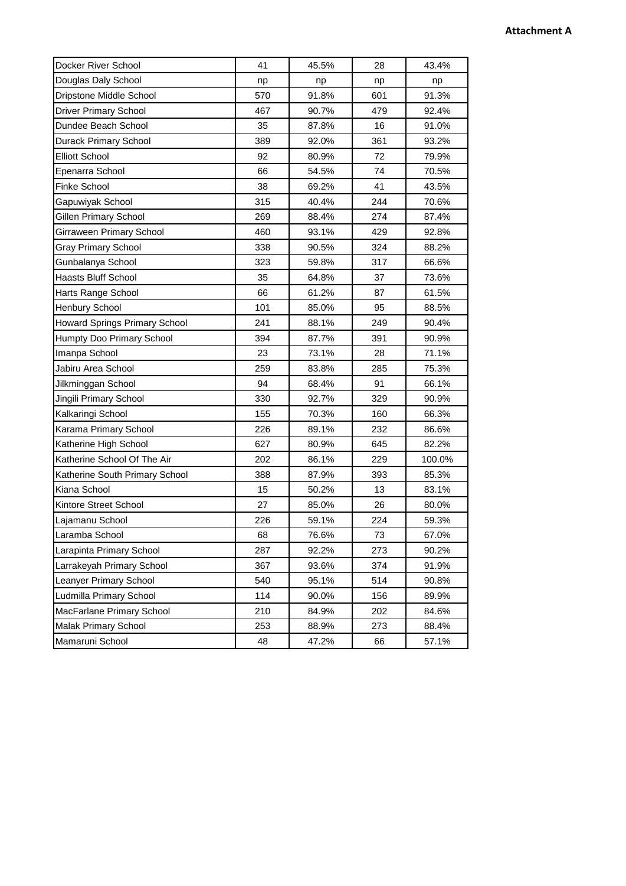| | | | | |
|---|---|---|---|---|
| Docker River School | 41 | 45.5% | 28 | 43.4% |
| Douglas Daly School | np | np | np | np |
| Dripstone Middle School | 570 | 91.8% | 601 | 91.3% |
| Driver Primary School | 467 | 90.7% | 479 | 92.4% |
| Dundee Beach School | 35 | 87.8% | 16 | 91.0% |
| Durack Primary School | 389 | 92.0% | 361 | 93.2% |
| Elliott School | 92 | 80.9% | 72 | 79.9% |
| Epenarra School | 66 | 54.5% | 74 | 70.5% |
| Finke School | 38 | 69.2% | 41 | 43.5% |
| Gapuwiyak School | 315 | 40.4% | 244 | 70.6% |
| Gillen Primary School | 269 | 88.4% | 274 | 87.4% |
| Girraween Primary School | 460 | 93.1% | 429 | 92.8% |
| Gray Primary School | 338 | 90.5% | 324 | 88.2% |
| Gunbalanya School | 323 | 59.8% | 317 | 66.6% |
| Haasts Bluff School | 35 | 64.8% | 37 | 73.6% |
| Harts Range School | 66 | 61.2% | 87 | 61.5% |
| Henbury School | 101 | 85.0% | 95 | 88.5% |
| Howard Springs Primary School | 241 | 88.1% | 249 | 90.4% |
| Humpty Doo Primary School | 394 | 87.7% | 391 | 90.9% |
| Imanpa School | 23 | 73.1% | 28 | 71.1% |
| Jabiru Area School | 259 | 83.8% | 285 | 75.3% |
| Jilkminggan School | 94 | 68.4% | 91 | 66.1% |
| Jingili Primary School | 330 | 92.7% | 329 | 90.9% |
| Kalkaringi School | 155 | 70.3% | 160 | 66.3% |
| Karama Primary School | 226 | 89.1% | 232 | 86.6% |
| Katherine High School | 627 | 80.9% | 645 | 82.2% |
| Katherine School Of The Air | 202 | 86.1% | 229 | 100.0% |
| Katherine South Primary School | 388 | 87.9% | 393 | 85.3% |
| Kiana School | 15 | 50.2% | 13 | 83.1% |
| Kintore Street School | 27 | 85.0% | 26 | 80.0% |
| Lajamanu School | 226 | 59.1% | 224 | 59.3% |
| Laramba School | 68 | 76.6% | 73 | 67.0% |
| Larapinta Primary School | 287 | 92.2% | 273 | 90.2% |
| Larrakeyah Primary School | 367 | 93.6% | 374 | 91.9% |
| Leanyer Primary School | 540 | 95.1% | 514 | 90.8% |
| Ludmilla Primary School | 114 | 90.0% | 156 | 89.9% |
| MacFarlane Primary School | 210 | 84.9% | 202 | 84.6% |
| Malak Primary School | 253 | 88.9% | 273 | 88.4% |
| Mamaruni School | 48 | 47.2% | 66 | 57.1% |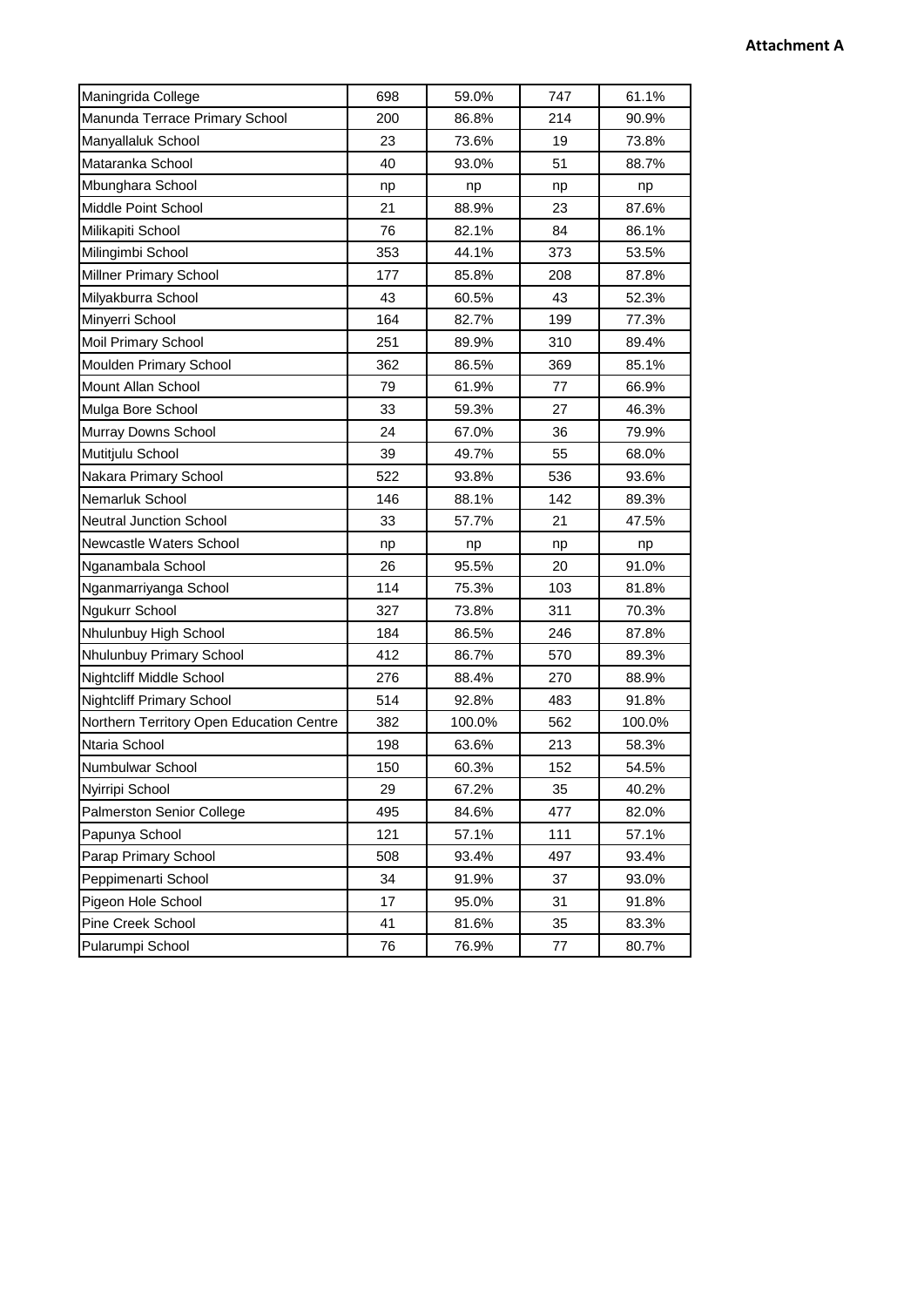| | | | | |
|---|---|---|---|---|
| Maningrida College | 698 | 59.0% | 747 | 61.1% |
| Manunda Terrace Primary School | 200 | 86.8% | 214 | 90.9% |
| Manyallaluk School | 23 | 73.6% | 19 | 73.8% |
| Mataranka School | 40 | 93.0% | 51 | 88.7% |
| Mbunghara School | np | np | np | np |
| Middle Point School | 21 | 88.9% | 23 | 87.6% |
| Milikapiti School | 76 | 82.1% | 84 | 86.1% |
| Milingimbi School | 353 | 44.1% | 373 | 53.5% |
| Millner Primary School | 177 | 85.8% | 208 | 87.8% |
| Milyakburra School | 43 | 60.5% | 43 | 52.3% |
| Minyerri School | 164 | 82.7% | 199 | 77.3% |
| Moil Primary School | 251 | 89.9% | 310 | 89.4% |
| Moulden Primary School | 362 | 86.5% | 369 | 85.1% |
| Mount Allan School | 79 | 61.9% | 77 | 66.9% |
| Mulga Bore School | 33 | 59.3% | 27 | 46.3% |
| Murray Downs School | 24 | 67.0% | 36 | 79.9% |
| Mutitjulu School | 39 | 49.7% | 55 | 68.0% |
| Nakara Primary School | 522 | 93.8% | 536 | 93.6% |
| Nemarluk School | 146 | 88.1% | 142 | 89.3% |
| Neutral Junction School | 33 | 57.7% | 21 | 47.5% |
| Newcastle Waters School | np | np | np | np |
| Nganambala School | 26 | 95.5% | 20 | 91.0% |
| Nganmarriyanga School | 114 | 75.3% | 103 | 81.8% |
| Ngukurr School | 327 | 73.8% | 311 | 70.3% |
| Nhulunbuy High School | 184 | 86.5% | 246 | 87.8% |
| Nhulunbuy Primary School | 412 | 86.7% | 570 | 89.3% |
| Nightcliff Middle School | 276 | 88.4% | 270 | 88.9% |
| Nightcliff Primary School | 514 | 92.8% | 483 | 91.8% |
| Northern Territory Open Education Centre | 382 | 100.0% | 562 | 100.0% |
| Ntaria School | 198 | 63.6% | 213 | 58.3% |
| Numbulwar School | 150 | 60.3% | 152 | 54.5% |
| Nyirripi School | 29 | 67.2% | 35 | 40.2% |
| Palmerston Senior College | 495 | 84.6% | 477 | 82.0% |
| Papunya School | 121 | 57.1% | 111 | 57.1% |
| Parap Primary School | 508 | 93.4% | 497 | 93.4% |
| Peppimenarti School | 34 | 91.9% | 37 | 93.0% |
| Pigeon Hole School | 17 | 95.0% | 31 | 91.8% |
| Pine Creek School | 41 | 81.6% | 35 | 83.3% |
| Pularumpi School | 76 | 76.9% | 77 | 80.7% |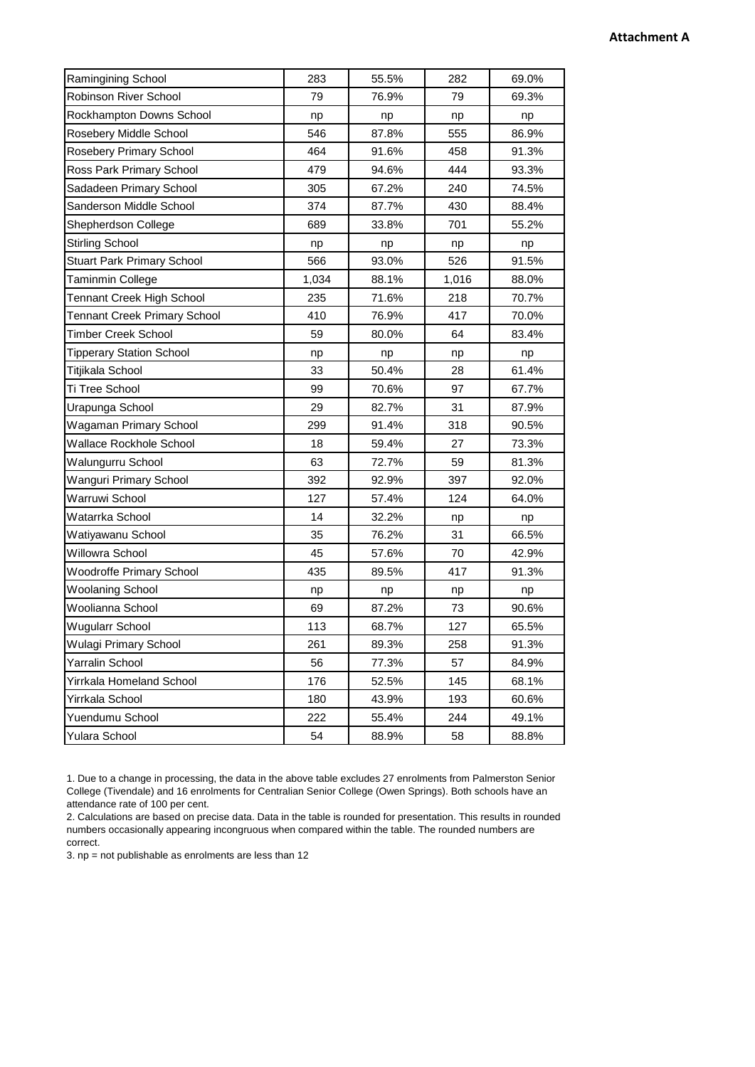**Attachment A**

| | | | | |
|---|---|---|---|---|
| Ramingining School | 283 | 55.5% | 282 | 69.0% |
| Robinson River School | 79 | 76.9% | 79 | 69.3% |
| Rockhampton Downs School | np | np | np | np |
| Rosebery Middle School | 546 | 87.8% | 555 | 86.9% |
| Rosebery Primary School | 464 | 91.6% | 458 | 91.3% |
| Ross Park Primary School | 479 | 94.6% | 444 | 93.3% |
| Sadadeen Primary School | 305 | 67.2% | 240 | 74.5% |
| Sanderson Middle School | 374 | 87.7% | 430 | 88.4% |
| Shepherdson College | 689 | 33.8% | 701 | 55.2% |
| Stirling School | np | np | np | np |
| Stuart Park Primary School | 566 | 93.0% | 526 | 91.5% |
| Taminmin College | 1,034 | 88.1% | 1,016 | 88.0% |
| Tennant Creek High School | 235 | 71.6% | 218 | 70.7% |
| Tennant Creek Primary School | 410 | 76.9% | 417 | 70.0% |
| Timber Creek School | 59 | 80.0% | 64 | 83.4% |
| Tipperary Station School | np | np | np | np |
| Titjikala School | 33 | 50.4% | 28 | 61.4% |
| Ti Tree School | 99 | 70.6% | 97 | 67.7% |
| Urapunga School | 29 | 82.7% | 31 | 87.9% |
| Wagaman Primary School | 299 | 91.4% | 318 | 90.5% |
| Wallace Rockhole School | 18 | 59.4% | 27 | 73.3% |
| Walungurru School | 63 | 72.7% | 59 | 81.3% |
| Wanguri Primary School | 392 | 92.9% | 397 | 92.0% |
| Warruwi School | 127 | 57.4% | 124 | 64.0% |
| Watarrka School | 14 | 32.2% | np | np |
| Watiyawanu School | 35 | 76.2% | 31 | 66.5% |
| Willowra School | 45 | 57.6% | 70 | 42.9% |
| Woodroffe Primary School | 435 | 89.5% | 417 | 91.3% |
| Woolaning School | np | np | np | np |
| Woolianna School | 69 | 87.2% | 73 | 90.6% |
| Wugularr School | 113 | 68.7% | 127 | 65.5% |
| Wulagi Primary School | 261 | 89.3% | 258 | 91.3% |
| Yarralin School | 56 | 77.3% | 57 | 84.9% |
| Yirrkala Homeland School | 176 | 52.5% | 145 | 68.1% |
| Yirrkala School | 180 | 43.9% | 193 | 60.6% |
| Yuendumu School | 222 | 55.4% | 244 | 49.1% |
| Yulara School | 54 | 88.9% | 58 | 88.8% |

1. Due to a change in processing, the data in the above table excludes 27 enrolments from Palmerston Senior College (Tivendale) and 16 enrolments for Centralian Senior College (Owen Springs). Both schools have an attendance rate of 100 per cent.

2. Calculations are based on precise data. Data in the table is rounded for presentation. This results in rounded numbers occasionally appearing incongruous when compared within the table. The rounded numbers are correct.

3. np = not publishable as enrolments are less than 12